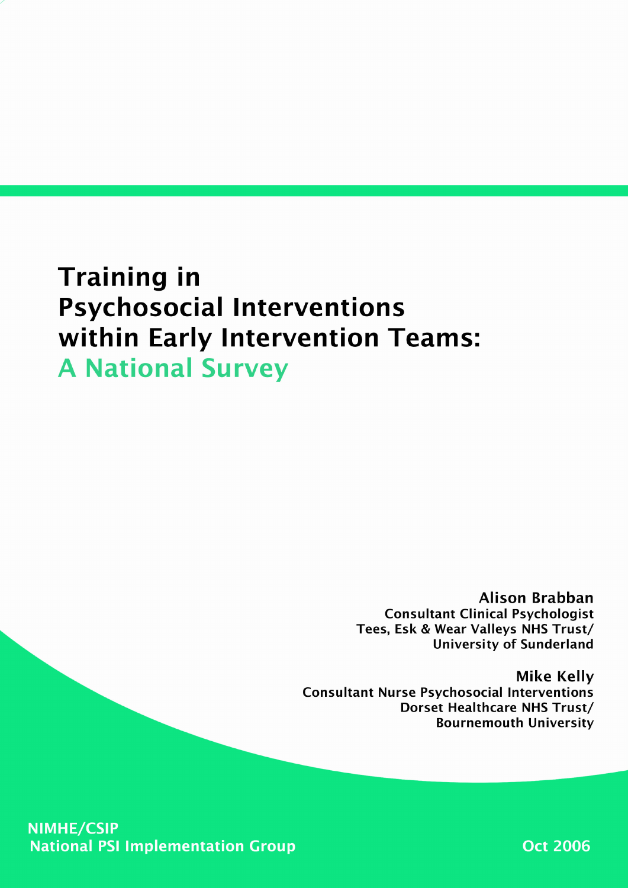# Training in Psychosocial Interventions within Early Intervention Teams: A National Survey

**Alison Brabban**
**Consultant Clinical Psychologist**
**Tees, Esk & Wear Valleys NHS Trust/**
**University of Sunderland**

**Mike Kelly**
**Consultant Nurse Psychosocial Interventions**
**Dorset Healthcare NHS Trust/**
**Bournemouth University**

**NIMHE/CSIP**
**National PSI Implementation Group**

**Oct 2006**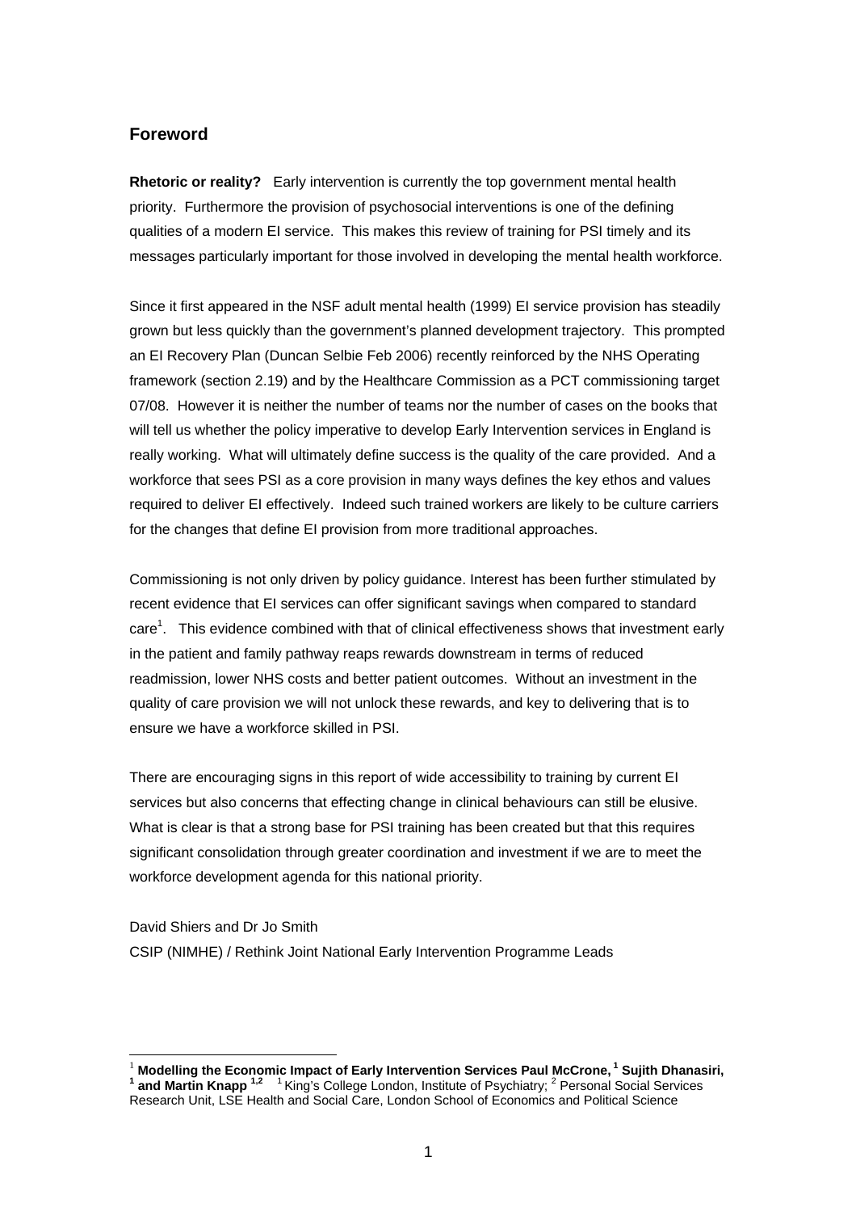## Foreword

**Rhetoric or reality?** Early intervention is currently the top government mental health priority. Furthermore the provision of psychosocial interventions is one of the defining qualities of a modern EI service. This makes this review of training for PSI timely and its messages particularly important for those involved in developing the mental health workforce.

Since it first appeared in the NSF adult mental health (1999) EI service provision has steadily grown but less quickly than the government's planned development trajectory. This prompted an EI Recovery Plan (Duncan Selbie Feb 2006) recently reinforced by the NHS Operating framework (section 2.19) and by the Healthcare Commission as a PCT commissioning target 07/08. However it is neither the number of teams nor the number of cases on the books that will tell us whether the policy imperative to develop Early Intervention services in England is really working. What will ultimately define success is the quality of the care provided. And a workforce that sees PSI as a core provision in many ways defines the key ethos and values required to deliver EI effectively. Indeed such trained workers are likely to be culture carriers for the changes that define EI provision from more traditional approaches.

Commissioning is not only driven by policy guidance. Interest has been further stimulated by recent evidence that EI services can offer significant savings when compared to standard care[1]. This evidence combined with that of clinical effectiveness shows that investment early in the patient and family pathway reaps rewards downstream in terms of reduced readmission, lower NHS costs and better patient outcomes. Without an investment in the quality of care provision we will not unlock these rewards, and key to delivering that is to ensure we have a workforce skilled in PSI.

There are encouraging signs in this report of wide accessibility to training by current EI services but also concerns that effecting change in clinical behaviours can still be elusive. What is clear is that a strong base for PSI training has been created but that this requires significant consolidation through greater coordination and investment if we are to meet the workforce development agenda for this national priority.

David Shiers and Dr Jo Smith
CSIP (NIMHE) / Rethink Joint National Early Intervention Programme Leads

---

[1] **Modelling the Economic Impact of Early Intervention Services Paul McCrone,[1] Sujith Dhanasiri,[1] and Martin Knapp[1,2]** [1] King's College London, Institute of Psychiatry; [2] Personal Social Services Research Unit, LSE Health and Social Care, London School of Economics and Political Science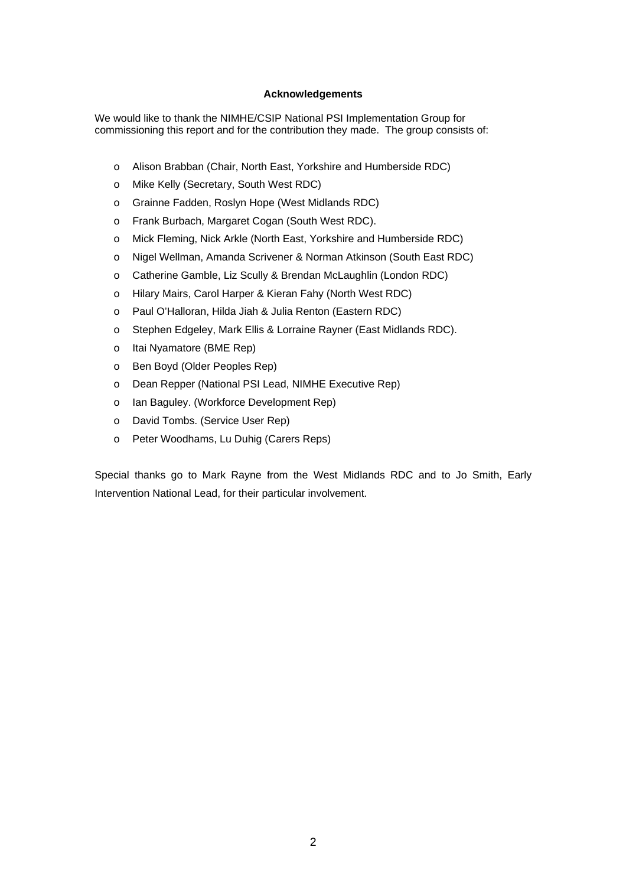## Acknowledgements

We would like to thank the NIMHE/CSIP National PSI Implementation Group for commissioning this report and for the contribution they made. The group consists of:

- Alison Brabban (Chair, North East, Yorkshire and Humberside RDC)
- Mike Kelly (Secretary, South West RDC)
- Grainne Fadden, Roslyn Hope (West Midlands RDC)
- Frank Burbach, Margaret Cogan (South West RDC).
- Mick Fleming, Nick Arkle (North East, Yorkshire and Humberside RDC)
- Nigel Wellman, Amanda Scrivener & Norman Atkinson (South East RDC)
- Catherine Gamble, Liz Scully & Brendan McLaughlin (London RDC)
- Hilary Mairs, Carol Harper & Kieran Fahy (North West RDC)
- Paul O'Halloran, Hilda Jiah & Julia Renton (Eastern RDC)
- Stephen Edgeley, Mark Ellis & Lorraine Rayner (East Midlands RDC).
- Itai Nyamatore (BME Rep)
- Ben Boyd (Older Peoples Rep)
- Dean Repper (National PSI Lead, NIMHE Executive Rep)
- Ian Baguley. (Workforce Development Rep)
- David Tombs. (Service User Rep)
- Peter Woodhams, Lu Duhig (Carers Reps)

Special thanks go to Mark Rayne from the West Midlands RDC and to Jo Smith, Early Intervention National Lead, for their particular involvement.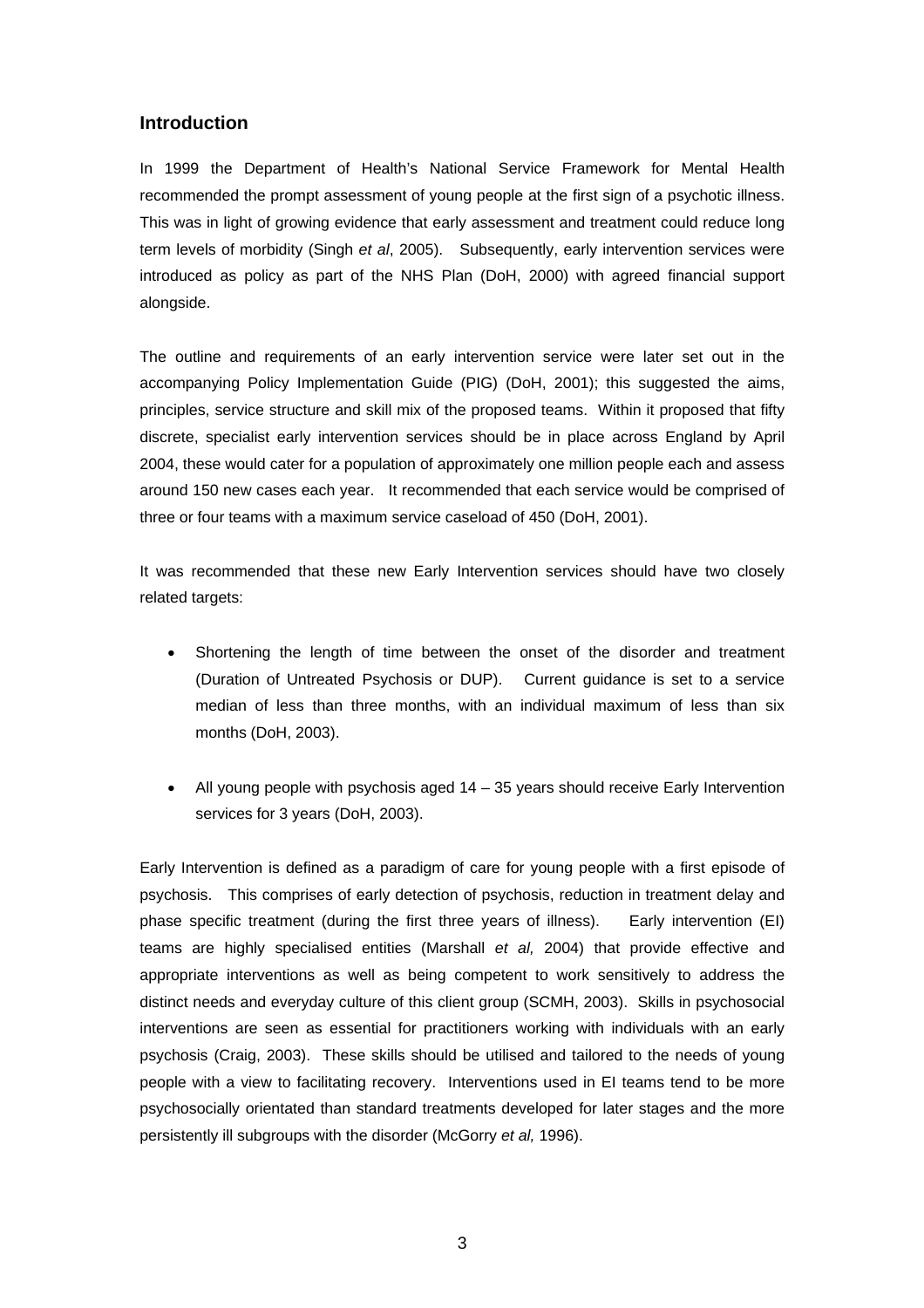## Introduction

In 1999 the Department of Health's National Service Framework for Mental Health recommended the prompt assessment of young people at the first sign of a psychotic illness. This was in light of growing evidence that early assessment and treatment could reduce long term levels of morbidity (Singh *et al*, 2005). Subsequently, early intervention services were introduced as policy as part of the NHS Plan (DoH, 2000) with agreed financial support alongside.

The outline and requirements of an early intervention service were later set out in the accompanying Policy Implementation Guide (PIG) (DoH, 2001); this suggested the aims, principles, service structure and skill mix of the proposed teams. Within it proposed that fifty discrete, specialist early intervention services should be in place across England by April 2004, these would cater for a population of approximately one million people each and assess around 150 new cases each year. It recommended that each service would be comprised of three or four teams with a maximum service caseload of 450 (DoH, 2001).

It was recommended that these new Early Intervention services should have two closely related targets:

- Shortening the length of time between the onset of the disorder and treatment (Duration of Untreated Psychosis or DUP). Current guidance is set to a service median of less than three months, with an individual maximum of less than six months (DoH, 2003).
- All young people with psychosis aged 14 – 35 years should receive Early Intervention services for 3 years (DoH, 2003).

Early Intervention is defined as a paradigm of care for young people with a first episode of psychosis. This comprises of early detection of psychosis, reduction in treatment delay and phase specific treatment (during the first three years of illness). Early intervention (EI) teams are highly specialised entities (Marshall *et al,* 2004) that provide effective and appropriate interventions as well as being competent to work sensitively to address the distinct needs and everyday culture of this client group (SCMH, 2003). Skills in psychosocial interventions are seen as essential for practitioners working with individuals with an early psychosis (Craig, 2003). These skills should be utilised and tailored to the needs of young people with a view to facilitating recovery. Interventions used in EI teams tend to be more psychosocially orientated than standard treatments developed for later stages and the more persistently ill subgroups with the disorder (McGorry *et al,* 1996).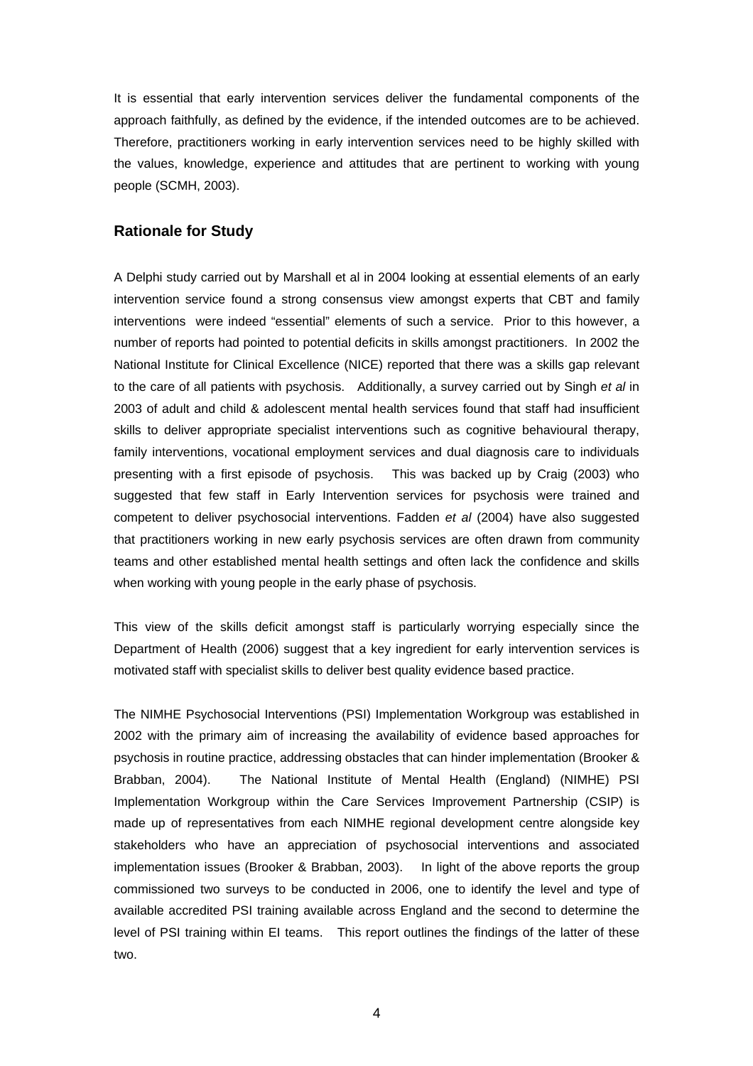It is essential that early intervention services deliver the fundamental components of the approach faithfully, as defined by the evidence, if the intended outcomes are to be achieved. Therefore, practitioners working in early intervention services need to be highly skilled with the values, knowledge, experience and attitudes that are pertinent to working with young people (SCMH, 2003).

## Rationale for Study

A Delphi study carried out by Marshall et al in 2004 looking at essential elements of an early intervention service found a strong consensus view amongst experts that CBT and family interventions were indeed "essential" elements of such a service. Prior to this however, a number of reports had pointed to potential deficits in skills amongst practitioners. In 2002 the National Institute for Clinical Excellence (NICE) reported that there was a skills gap relevant to the care of all patients with psychosis. Additionally, a survey carried out by Singh *et al* in 2003 of adult and child & adolescent mental health services found that staff had insufficient skills to deliver appropriate specialist interventions such as cognitive behavioural therapy, family interventions, vocational employment services and dual diagnosis care to individuals presenting with a first episode of psychosis. This was backed up by Craig (2003) who suggested that few staff in Early Intervention services for psychosis were trained and competent to deliver psychosocial interventions. Fadden *et al* (2004) have also suggested that practitioners working in new early psychosis services are often drawn from community teams and other established mental health settings and often lack the confidence and skills when working with young people in the early phase of psychosis.

This view of the skills deficit amongst staff is particularly worrying especially since the Department of Health (2006) suggest that a key ingredient for early intervention services is motivated staff with specialist skills to deliver best quality evidence based practice.

The NIMHE Psychosocial Interventions (PSI) Implementation Workgroup was established in 2002 with the primary aim of increasing the availability of evidence based approaches for psychosis in routine practice, addressing obstacles that can hinder implementation (Brooker & Brabban, 2004). The National Institute of Mental Health (England) (NIMHE) PSI Implementation Workgroup within the Care Services Improvement Partnership (CSIP) is made up of representatives from each NIMHE regional development centre alongside key stakeholders who have an appreciation of psychosocial interventions and associated implementation issues (Brooker & Brabban, 2003). In light of the above reports the group commissioned two surveys to be conducted in 2006, one to identify the level and type of available accredited PSI training available across England and the second to determine the level of PSI training within EI teams. This report outlines the findings of the latter of these two.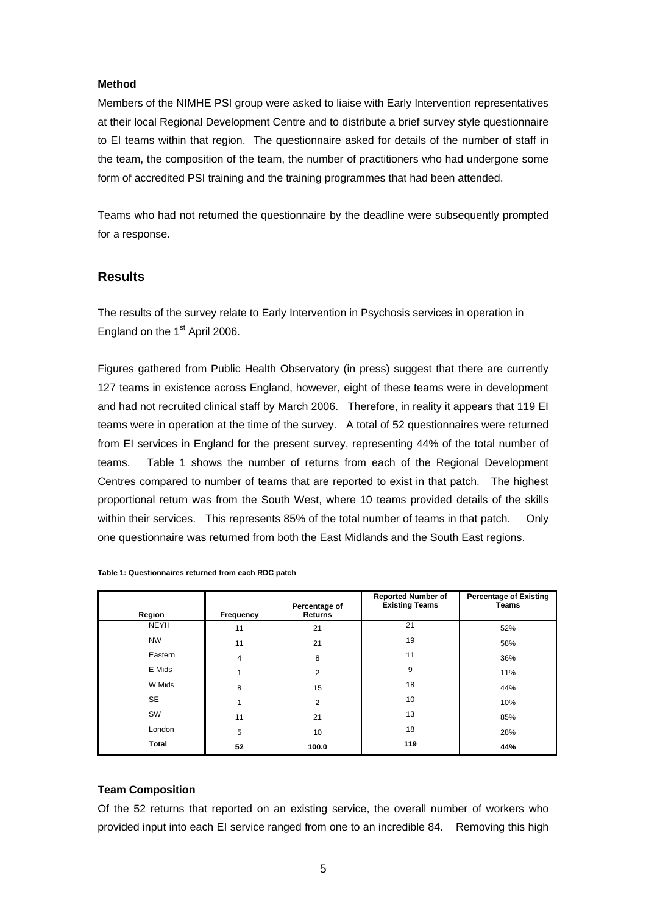#### Method

Members of the NIMHE PSI group were asked to liaise with Early Intervention representatives at their local Regional Development Centre and to distribute a brief survey style questionnaire to EI teams within that region. The questionnaire asked for details of the number of staff in the team, the composition of the team, the number of practitioners who had undergone some form of accredited PSI training and the training programmes that had been attended.

Teams who had not returned the questionnaire by the deadline were subsequently prompted for a response.

## Results

The results of the survey relate to Early Intervention in Psychosis services in operation in England on the 1st April 2006.

Figures gathered from Public Health Observatory (in press) suggest that there are currently 127 teams in existence across England, however, eight of these teams were in development and had not recruited clinical staff by March 2006. Therefore, in reality it appears that 119 EI teams were in operation at the time of the survey. A total of 52 questionnaires were returned from EI services in England for the present survey, representing 44% of the total number of teams. Table 1 shows the number of returns from each of the Regional Development Centres compared to number of teams that are reported to exist in that patch. The highest proportional return was from the South West, where 10 teams provided details of the skills within their services. This represents 85% of the total number of teams in that patch. Only one questionnaire was returned from both the East Midlands and the South East regions.

**Table 1: Questionnaires returned from each RDC patch**

| Region | Frequency | Percentage of Returns | Reported Number of Existing Teams | Percentage of Existing Teams |
|---|---|---|---|---|
| NEYH | 11 | 21 | 21 | 52% |
| NW | 11 | 21 | 19 | 58% |
| Eastern | 4 | 8 | 11 | 36% |
| E Mids | 1 | 2 | 9 | 11% |
| W Mids | 8 | 15 | 18 | 44% |
| SE | 1 | 2 | 10 | 10% |
| SW | 11 | 21 | 13 | 85% |
| London | 5 | 10 | 18 | 28% |
| **Total** | **52** | **100.0** | **119** | **44%** |

#### Team Composition

Of the 52 returns that reported on an existing service, the overall number of workers who provided input into each EI service ranged from one to an incredible 84. Removing this high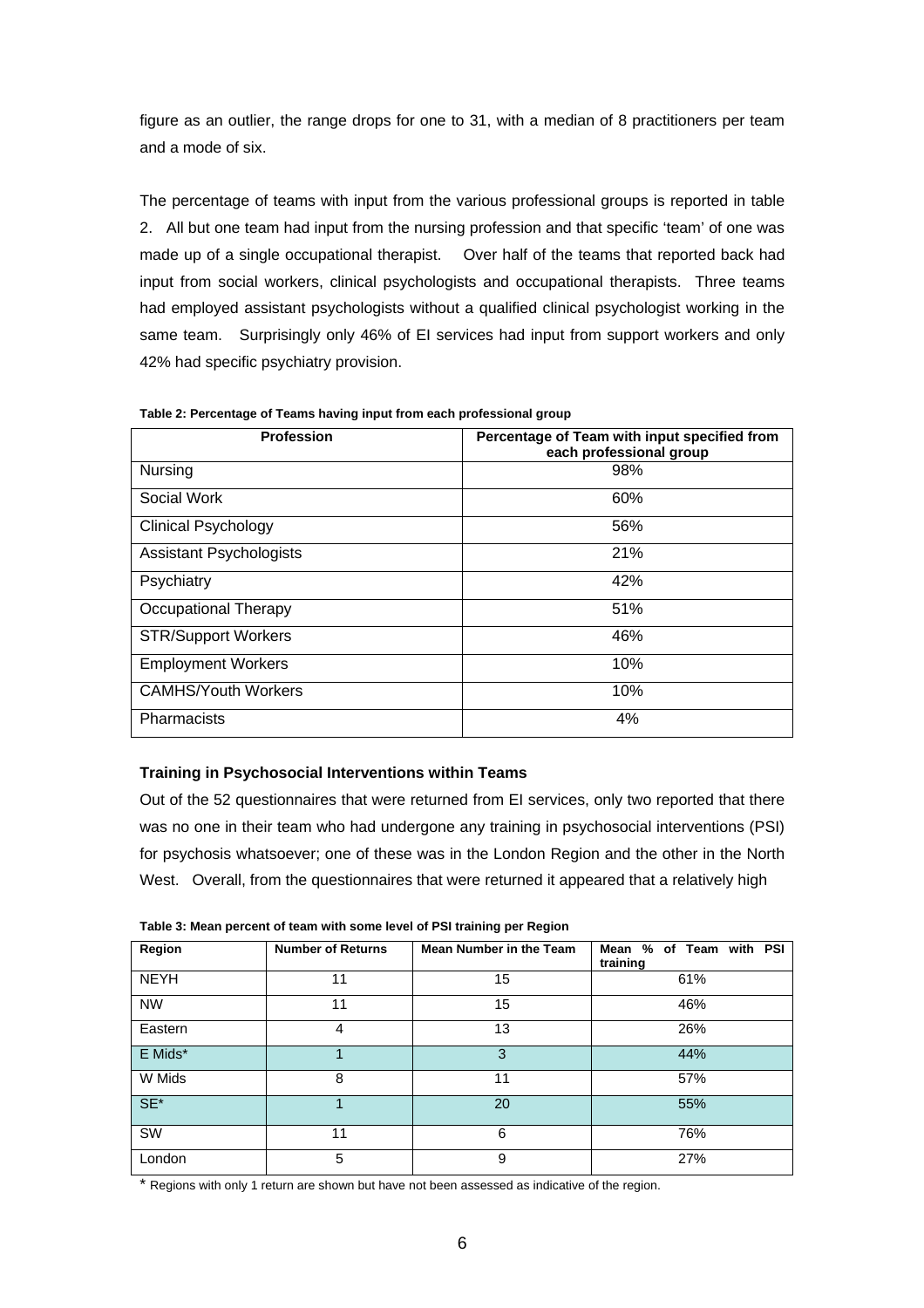figure as an outlier, the range drops for one to 31, with a median of 8 practitioners per team and a mode of six.

The percentage of teams with input from the various professional groups is reported in table 2. All but one team had input from the nursing profession and that specific 'team' of one was made up of a single occupational therapist. Over half of the teams that reported back had input from social workers, clinical psychologists and occupational therapists. Three teams had employed assistant psychologists without a qualified clinical psychologist working in the same team. Surprisingly only 46% of EI services had input from support workers and only 42% had specific psychiatry provision.

**Table 2: Percentage of Teams having input from each professional group**

| Profession | Percentage of Team with input specified from each professional group |
|---|---|
| Nursing | 98% |
| Social Work | 60% |
| Clinical Psychology | 56% |
| Assistant Psychologists | 21% |
| Psychiatry | 42% |
| Occupational Therapy | 51% |
| STR/Support Workers | 46% |
| Employment Workers | 10% |
| CAMHS/Youth Workers | 10% |
| Pharmacists | 4% |

### Training in Psychosocial Interventions within Teams

Out of the 52 questionnaires that were returned from EI services, only two reported that there was no one in their team who had undergone any training in psychosocial interventions (PSI) for psychosis whatsoever; one of these was in the London Region and the other in the North West. Overall, from the questionnaires that were returned it appeared that a relatively high

**Table 3: Mean percent of team with some level of PSI training per Region**

| Region | Number of Returns | Mean Number in the Team | Mean % of Team with PSI training |
|---|---|---|---|
| NEYH | 11 | 15 | 61% |
| NW | 11 | 15 | 46% |
| Eastern | 4 | 13 | 26% |
| E Mids* | 1 | 3 | 44% |
| W Mids | 8 | 11 | 57% |
| SE* | 1 | 20 | 55% |
| SW | 11 | 6 | 76% |
| London | 5 | 9 | 27% |

* Regions with only 1 return are shown but have not been assessed as indicative of the region.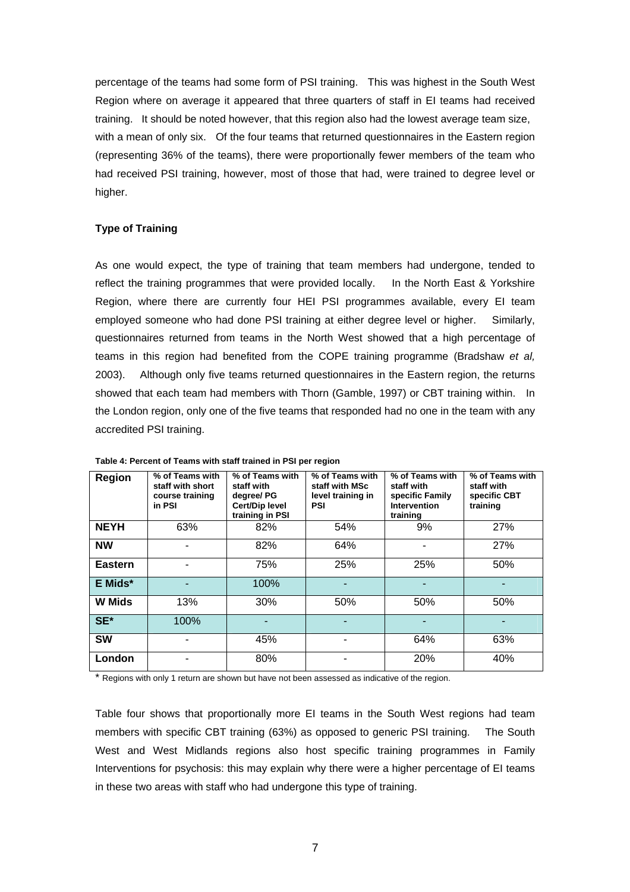percentage of the teams had some form of PSI training. This was highest in the South West Region where on average it appeared that three quarters of staff in EI teams had received training. It should be noted however, that this region also had the lowest average team size, with a mean of only six. Of the four teams that returned questionnaires in the Eastern region (representing 36% of the teams), there were proportionally fewer members of the team who had received PSI training, however, most of those that had, were trained to degree level or higher.

**Type of Training**

As one would expect, the type of training that team members had undergone, tended to reflect the training programmes that were provided locally. In the North East & Yorkshire Region, where there are currently four HEI PSI programmes available, every EI team employed someone who had done PSI training at either degree level or higher. Similarly, questionnaires returned from teams in the North West showed that a high percentage of teams in this region had benefited from the COPE training programme (Bradshaw *et al,* 2003). Although only five teams returned questionnaires in the Eastern region, the returns showed that each team had members with Thorn (Gamble, 1997) or CBT training within. In the London region, only one of the five teams that responded had no one in the team with any accredited PSI training.

**Table 4: Percent of Teams with staff trained in PSI per region**

| Region | % of Teams with staff with short course training in PSI | % of Teams with staff with degree/ PG Cert/Dip level training in PSI | % of Teams with staff with MSc level training in PSI | % of Teams with staff with specific Family Intervention training | % of Teams with staff with specific CBT training |
|---|---|---|---|---|---|
| **NEYH** | 63% | 82% | 54% | 9% | 27% |
| **NW** | - | 82% | 64% | - | 27% |
| **Eastern** | - | 75% | 25% | 25% | 50% |
| **E Mids*** | - | 100% | - | - | - |
| **W Mids** | 13% | 30% | 50% | 50% | 50% |
| **SE*** | 100% | - | - | - | - |
| **SW** | - | 45% | - | 64% | 63% |
| **London** | - | 80% | - | 20% | 40% |

\* Regions with only 1 return are shown but have not been assessed as indicative of the region.

Table four shows that proportionally more EI teams in the South West regions had team members with specific CBT training (63%) as opposed to generic PSI training. The South West and West Midlands regions also host specific training programmes in Family Interventions for psychosis: this may explain why there were a higher percentage of EI teams in these two areas with staff who had undergone this type of training.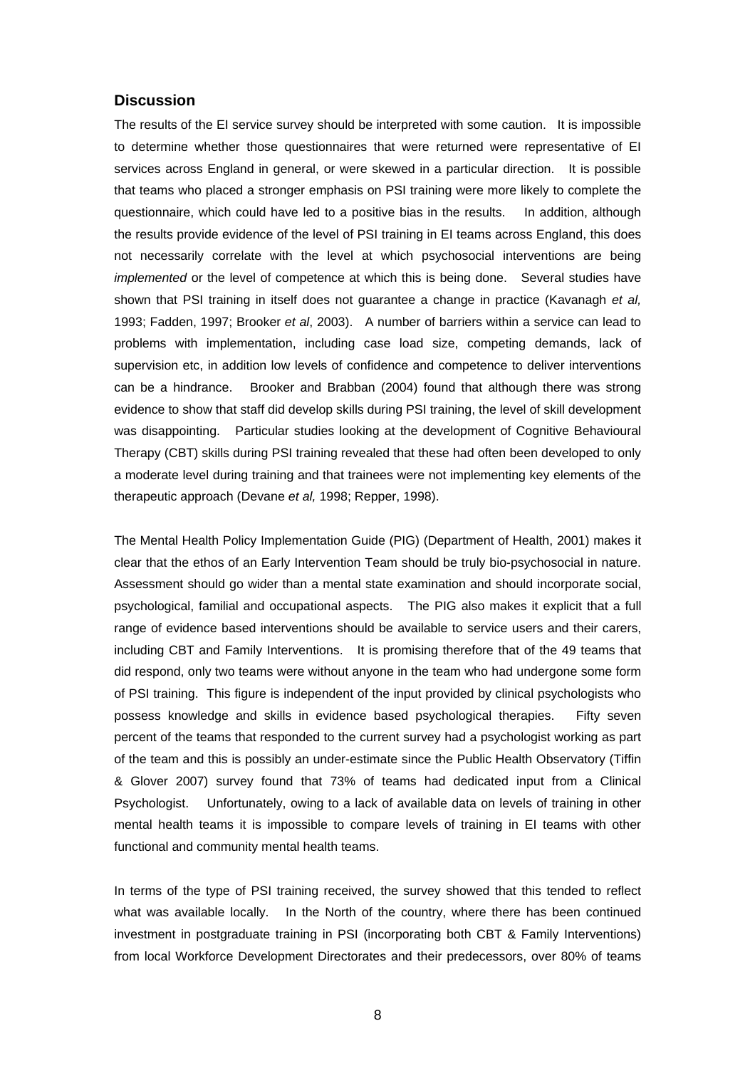## Discussion

The results of the EI service survey should be interpreted with some caution. It is impossible to determine whether those questionnaires that were returned were representative of EI services across England in general, or were skewed in a particular direction. It is possible that teams who placed a stronger emphasis on PSI training were more likely to complete the questionnaire, which could have led to a positive bias in the results. In addition, although the results provide evidence of the level of PSI training in EI teams across England, this does not necessarily correlate with the level at which psychosocial interventions are being *implemented* or the level of competence at which this is being done. Several studies have shown that PSI training in itself does not guarantee a change in practice (Kavanagh *et al,* 1993; Fadden, 1997; Brooker *et al*, 2003). A number of barriers within a service can lead to problems with implementation, including case load size, competing demands, lack of supervision etc, in addition low levels of confidence and competence to deliver interventions can be a hindrance. Brooker and Brabban (2004) found that although there was strong evidence to show that staff did develop skills during PSI training, the level of skill development was disappointing. Particular studies looking at the development of Cognitive Behavioural Therapy (CBT) skills during PSI training revealed that these had often been developed to only a moderate level during training and that trainees were not implementing key elements of the therapeutic approach (Devane *et al,* 1998; Repper, 1998).

The Mental Health Policy Implementation Guide (PIG) (Department of Health, 2001) makes it clear that the ethos of an Early Intervention Team should be truly bio-psychosocial in nature. Assessment should go wider than a mental state examination and should incorporate social, psychological, familial and occupational aspects. The PIG also makes it explicit that a full range of evidence based interventions should be available to service users and their carers, including CBT and Family Interventions. It is promising therefore that of the 49 teams that did respond, only two teams were without anyone in the team who had undergone some form of PSI training. This figure is independent of the input provided by clinical psychologists who possess knowledge and skills in evidence based psychological therapies. Fifty seven percent of the teams that responded to the current survey had a psychologist working as part of the team and this is possibly an under-estimate since the Public Health Observatory (Tiffin & Glover 2007) survey found that 73% of teams had dedicated input from a Clinical Psychologist. Unfortunately, owing to a lack of available data on levels of training in other mental health teams it is impossible to compare levels of training in EI teams with other functional and community mental health teams.

In terms of the type of PSI training received, the survey showed that this tended to reflect what was available locally. In the North of the country, where there has been continued investment in postgraduate training in PSI (incorporating both CBT & Family Interventions) from local Workforce Development Directorates and their predecessors, over 80% of teams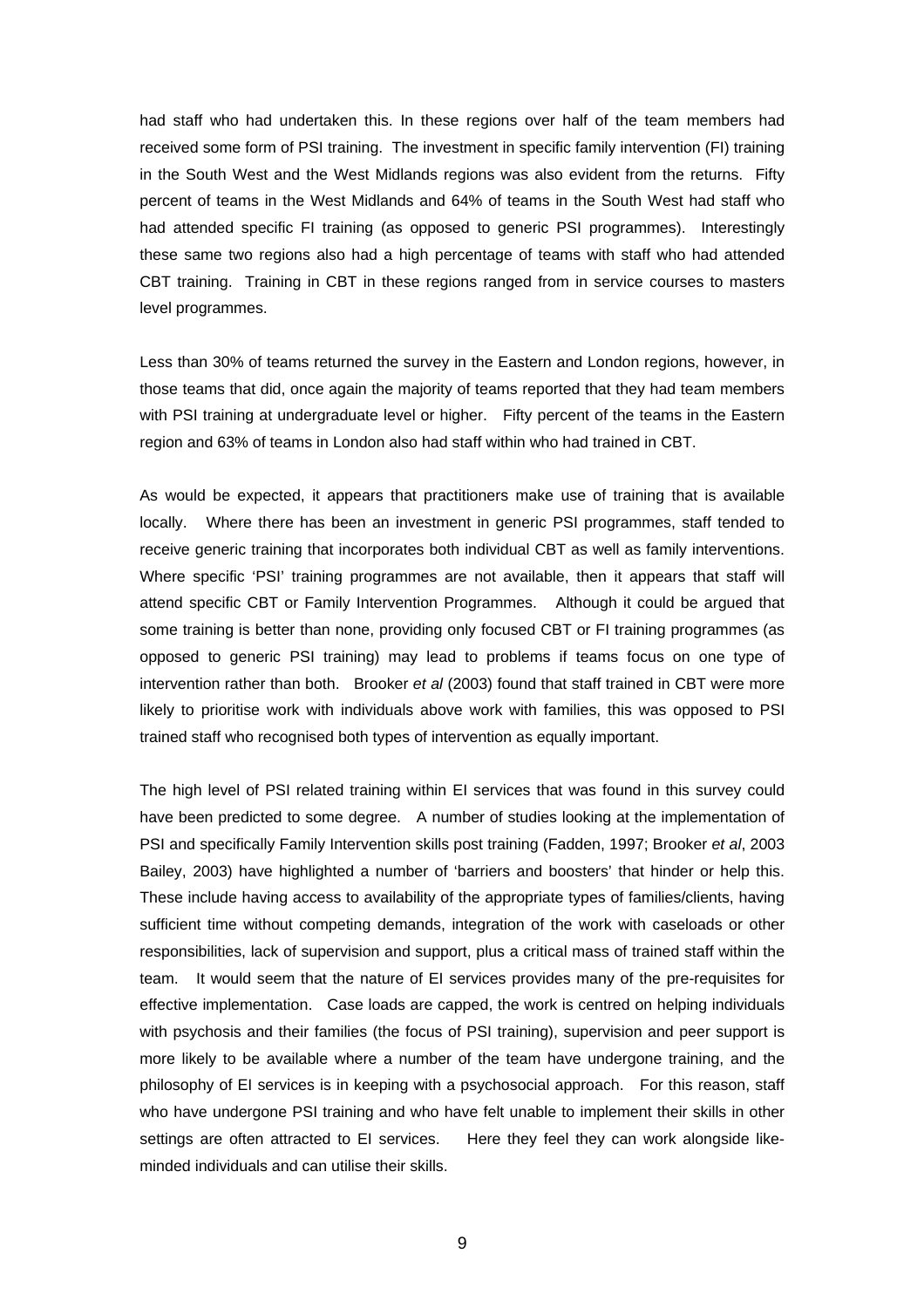had staff who had undertaken this. In these regions over half of the team members had received some form of PSI training. The investment in specific family intervention (FI) training in the South West and the West Midlands regions was also evident from the returns. Fifty percent of teams in the West Midlands and 64% of teams in the South West had staff who had attended specific FI training (as opposed to generic PSI programmes). Interestingly these same two regions also had a high percentage of teams with staff who had attended CBT training. Training in CBT in these regions ranged from in service courses to masters level programmes.

Less than 30% of teams returned the survey in the Eastern and London regions, however, in those teams that did, once again the majority of teams reported that they had team members with PSI training at undergraduate level or higher. Fifty percent of the teams in the Eastern region and 63% of teams in London also had staff within who had trained in CBT.

As would be expected, it appears that practitioners make use of training that is available locally. Where there has been an investment in generic PSI programmes, staff tended to receive generic training that incorporates both individual CBT as well as family interventions. Where specific 'PSI' training programmes are not available, then it appears that staff will attend specific CBT or Family Intervention Programmes. Although it could be argued that some training is better than none, providing only focused CBT or FI training programmes (as opposed to generic PSI training) may lead to problems if teams focus on one type of intervention rather than both. Brooker *et al* (2003) found that staff trained in CBT were more likely to prioritise work with individuals above work with families, this was opposed to PSI trained staff who recognised both types of intervention as equally important.

The high level of PSI related training within EI services that was found in this survey could have been predicted to some degree. A number of studies looking at the implementation of PSI and specifically Family Intervention skills post training (Fadden, 1997; Brooker *et al*, 2003 Bailey, 2003) have highlighted a number of 'barriers and boosters' that hinder or help this. These include having access to availability of the appropriate types of families/clients, having sufficient time without competing demands, integration of the work with caseloads or other responsibilities, lack of supervision and support, plus a critical mass of trained staff within the team. It would seem that the nature of EI services provides many of the pre-requisites for effective implementation. Case loads are capped, the work is centred on helping individuals with psychosis and their families (the focus of PSI training), supervision and peer support is more likely to be available where a number of the team have undergone training, and the philosophy of EI services is in keeping with a psychosocial approach. For this reason, staff who have undergone PSI training and who have felt unable to implement their skills in other settings are often attracted to EI services. Here they feel they can work alongside like-minded individuals and can utilise their skills.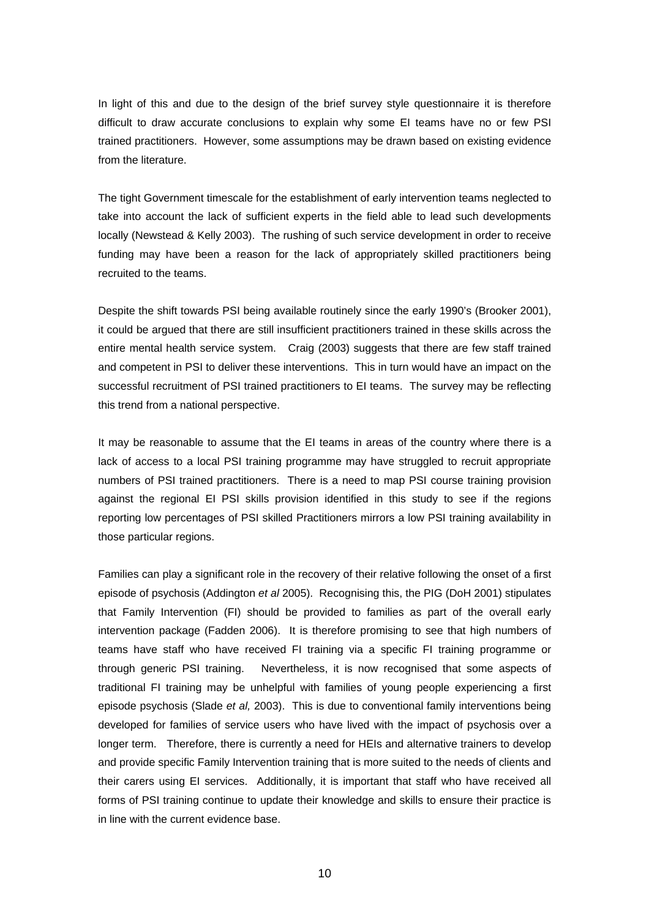In light of this and due to the design of the brief survey style questionnaire it is therefore difficult to draw accurate conclusions to explain why some EI teams have no or few PSI trained practitioners. However, some assumptions may be drawn based on existing evidence from the literature.

The tight Government timescale for the establishment of early intervention teams neglected to take into account the lack of sufficient experts in the field able to lead such developments locally (Newstead & Kelly 2003). The rushing of such service development in order to receive funding may have been a reason for the lack of appropriately skilled practitioners being recruited to the teams.

Despite the shift towards PSI being available routinely since the early 1990's (Brooker 2001), it could be argued that there are still insufficient practitioners trained in these skills across the entire mental health service system. Craig (2003) suggests that there are few staff trained and competent in PSI to deliver these interventions. This in turn would have an impact on the successful recruitment of PSI trained practitioners to EI teams. The survey may be reflecting this trend from a national perspective.

It may be reasonable to assume that the EI teams in areas of the country where there is a lack of access to a local PSI training programme may have struggled to recruit appropriate numbers of PSI trained practitioners. There is a need to map PSI course training provision against the regional EI PSI skills provision identified in this study to see if the regions reporting low percentages of PSI skilled Practitioners mirrors a low PSI training availability in those particular regions.

Families can play a significant role in the recovery of their relative following the onset of a first episode of psychosis (Addington *et al* 2005). Recognising this, the PIG (DoH 2001) stipulates that Family Intervention (FI) should be provided to families as part of the overall early intervention package (Fadden 2006). It is therefore promising to see that high numbers of teams have staff who have received FI training via a specific FI training programme or through generic PSI training. Nevertheless, it is now recognised that some aspects of traditional FI training may be unhelpful with families of young people experiencing a first episode psychosis (Slade *et al,* 2003). This is due to conventional family interventions being developed for families of service users who have lived with the impact of psychosis over a longer term. Therefore, there is currently a need for HEIs and alternative trainers to develop and provide specific Family Intervention training that is more suited to the needs of clients and their carers using EI services. Additionally, it is important that staff who have received all forms of PSI training continue to update their knowledge and skills to ensure their practice is in line with the current evidence base.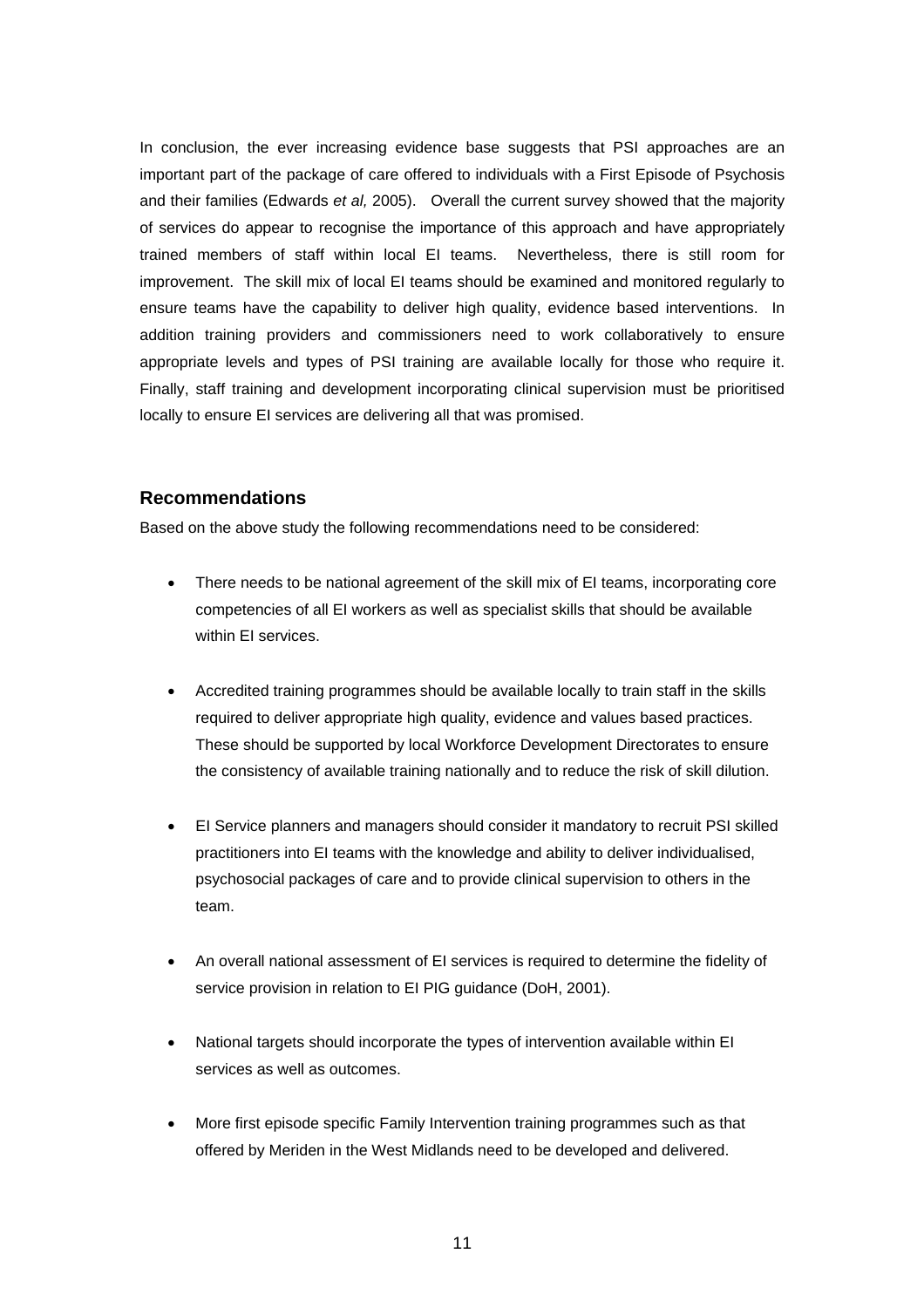In conclusion, the ever increasing evidence base suggests that PSI approaches are an important part of the package of care offered to individuals with a First Episode of Psychosis and their families (Edwards *et al,* 2005). Overall the current survey showed that the majority of services do appear to recognise the importance of this approach and have appropriately trained members of staff within local EI teams. Nevertheless, there is still room for improvement. The skill mix of local EI teams should be examined and monitored regularly to ensure teams have the capability to deliver high quality, evidence based interventions. In addition training providers and commissioners need to work collaboratively to ensure appropriate levels and types of PSI training are available locally for those who require it. Finally, staff training and development incorporating clinical supervision must be prioritised locally to ensure EI services are delivering all that was promised.

## Recommendations

Based on the above study the following recommendations need to be considered:

- There needs to be national agreement of the skill mix of EI teams, incorporating core competencies of all EI workers as well as specialist skills that should be available within EI services.

- Accredited training programmes should be available locally to train staff in the skills required to deliver appropriate high quality, evidence and values based practices. These should be supported by local Workforce Development Directorates to ensure the consistency of available training nationally and to reduce the risk of skill dilution.

- EI Service planners and managers should consider it mandatory to recruit PSI skilled practitioners into EI teams with the knowledge and ability to deliver individualised, psychosocial packages of care and to provide clinical supervision to others in the team.

- An overall national assessment of EI services is required to determine the fidelity of service provision in relation to EI PIG guidance (DoH, 2001).

- National targets should incorporate the types of intervention available within EI services as well as outcomes.

- More first episode specific Family Intervention training programmes such as that offered by Meriden in the West Midlands need to be developed and delivered.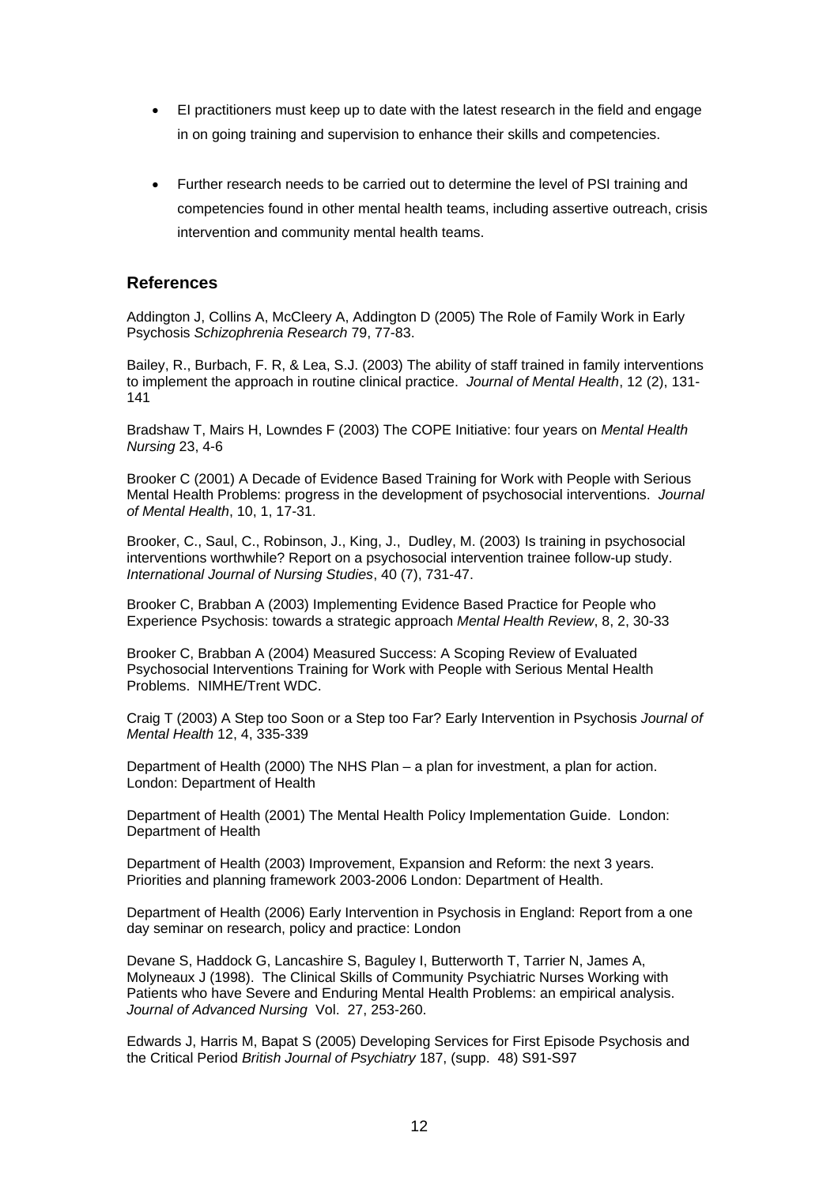- EI practitioners must keep up to date with the latest research in the field and engage in on going training and supervision to enhance their skills and competencies.

- Further research needs to be carried out to determine the level of PSI training and competencies found in other mental health teams, including assertive outreach, crisis intervention and community mental health teams.

## References

Addington J, Collins A, McCleery A, Addington D (2005) The Role of Family Work in Early Psychosis *Schizophrenia Research* 79, 77-83.

Bailey, R., Burbach, F. R, & Lea, S.J. (2003) The ability of staff trained in family interventions to implement the approach in routine clinical practice. *Journal of Mental Health*, 12 (2), 131-141

Bradshaw T, Mairs H, Lowndes F (2003) The COPE Initiative: four years on *Mental Health Nursing* 23, 4-6

Brooker C (2001) A Decade of Evidence Based Training for Work with People with Serious Mental Health Problems: progress in the development of psychosocial interventions. *Journal of Mental Health*, 10, 1, 17-31.

Brooker, C., Saul, C., Robinson, J., King, J., Dudley, M. (2003) Is training in psychosocial interventions worthwhile? Report on a psychosocial intervention trainee follow-up study. *International Journal of Nursing Studies*, 40 (7), 731-47.

Brooker C, Brabban A (2003) Implementing Evidence Based Practice for People who Experience Psychosis: towards a strategic approach *Mental Health Review*, 8, 2, 30-33

Brooker C, Brabban A (2004) Measured Success: A Scoping Review of Evaluated Psychosocial Interventions Training for Work with People with Serious Mental Health Problems. NIMHE/Trent WDC.

Craig T (2003) A Step too Soon or a Step too Far? Early Intervention in Psychosis *Journal of Mental Health* 12, 4, 335-339

Department of Health (2000) The NHS Plan – a plan for investment, a plan for action. London: Department of Health

Department of Health (2001) The Mental Health Policy Implementation Guide. London: Department of Health

Department of Health (2003) Improvement, Expansion and Reform: the next 3 years. Priorities and planning framework 2003-2006 London: Department of Health.

Department of Health (2006) Early Intervention in Psychosis in England: Report from a one day seminar on research, policy and practice: London

Devane S, Haddock G, Lancashire S, Baguley I, Butterworth T, Tarrier N, James A, Molyneaux J (1998). The Clinical Skills of Community Psychiatric Nurses Working with Patients who have Severe and Enduring Mental Health Problems: an empirical analysis. *Journal of Advanced Nursing* Vol. 27, 253-260.

Edwards J, Harris M, Bapat S (2005) Developing Services for First Episode Psychosis and the Critical Period *British Journal of Psychiatry* 187, (supp. 48) S91-S97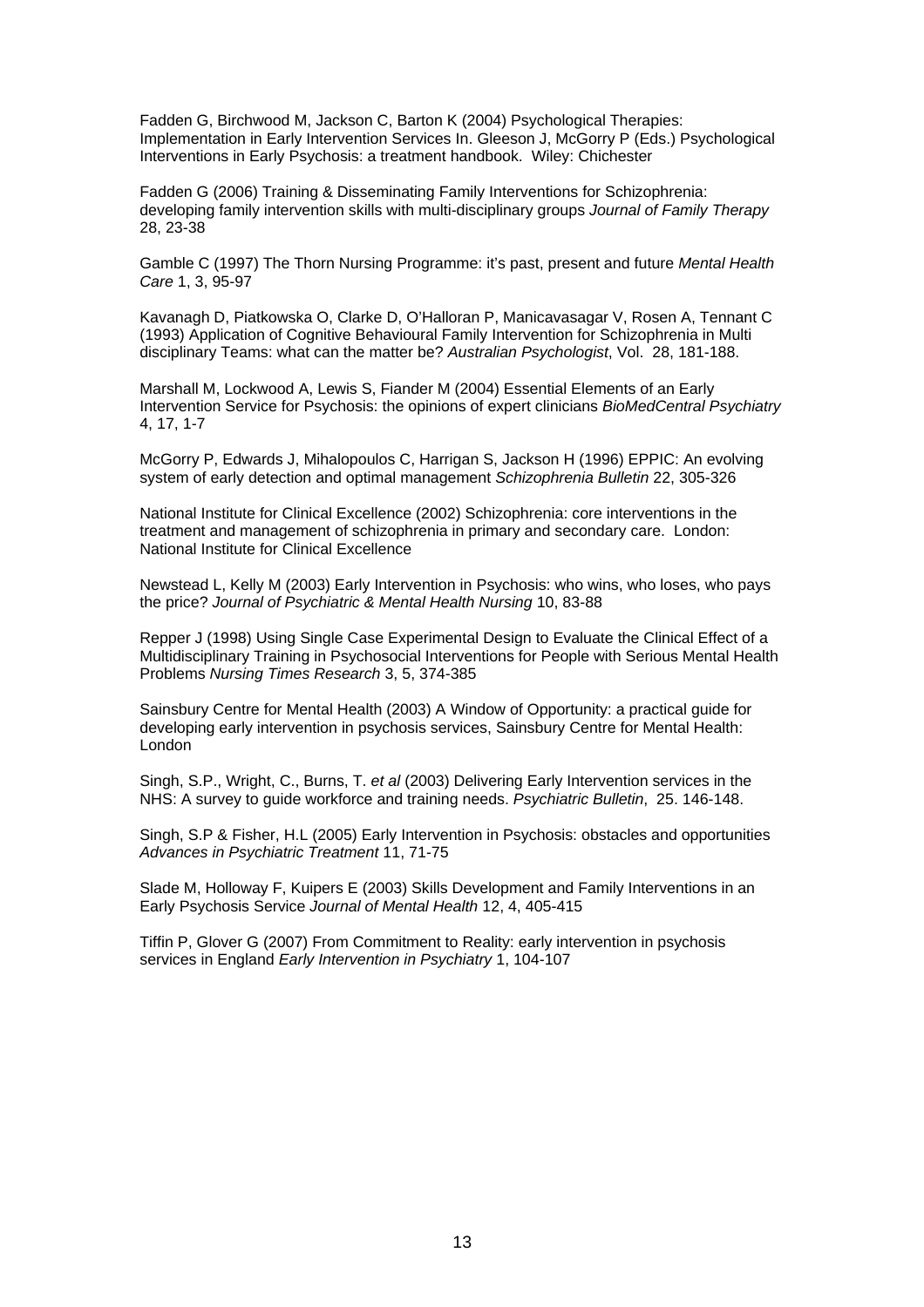Fadden G, Birchwood M, Jackson C, Barton K (2004) Psychological Therapies: Implementation in Early Intervention Services In. Gleeson J, McGorry P (Eds.) Psychological Interventions in Early Psychosis: a treatment handbook. Wiley: Chichester

Fadden G (2006) Training & Disseminating Family Interventions for Schizophrenia: developing family intervention skills with multi-disciplinary groups *Journal of Family Therapy* 28, 23-38

Gamble C (1997) The Thorn Nursing Programme: it's past, present and future *Mental Health Care* 1, 3, 95-97

Kavanagh D, Piatkowska O, Clarke D, O'Halloran P, Manicavasagar V, Rosen A, Tennant C (1993) Application of Cognitive Behavioural Family Intervention for Schizophrenia in Multi disciplinary Teams: what can the matter be? *Australian Psychologist*, Vol. 28, 181-188.

Marshall M, Lockwood A, Lewis S, Fiander M (2004) Essential Elements of an Early Intervention Service for Psychosis: the opinions of expert clinicians *BioMedCentral Psychiatry* 4, 17, 1-7

McGorry P, Edwards J, Mihalopoulos C, Harrigan S, Jackson H (1996) EPPIC: An evolving system of early detection and optimal management *Schizophrenia Bulletin* 22, 305-326

National Institute for Clinical Excellence (2002) Schizophrenia: core interventions in the treatment and management of schizophrenia in primary and secondary care. London: National Institute for Clinical Excellence

Newstead L, Kelly M (2003) Early Intervention in Psychosis: who wins, who loses, who pays the price? *Journal of Psychiatric & Mental Health Nursing* 10, 83-88

Repper J (1998) Using Single Case Experimental Design to Evaluate the Clinical Effect of a Multidisciplinary Training in Psychosocial Interventions for People with Serious Mental Health Problems *Nursing Times Research* 3, 5, 374-385

Sainsbury Centre for Mental Health (2003) A Window of Opportunity: a practical guide for developing early intervention in psychosis services, Sainsbury Centre for Mental Health: London

Singh, S.P., Wright, C., Burns, T. *et al* (2003) Delivering Early Intervention services in the NHS: A survey to guide workforce and training needs. *Psychiatric Bulletin*, 25. 146-148.

Singh, S.P & Fisher, H.L (2005) Early Intervention in Psychosis: obstacles and opportunities *Advances in Psychiatric Treatment* 11, 71-75

Slade M, Holloway F, Kuipers E (2003) Skills Development and Family Interventions in an Early Psychosis Service *Journal of Mental Health* 12, 4, 405-415

Tiffin P, Glover G (2007) From Commitment to Reality: early intervention in psychosis services in England *Early Intervention in Psychiatry* 1, 104-107